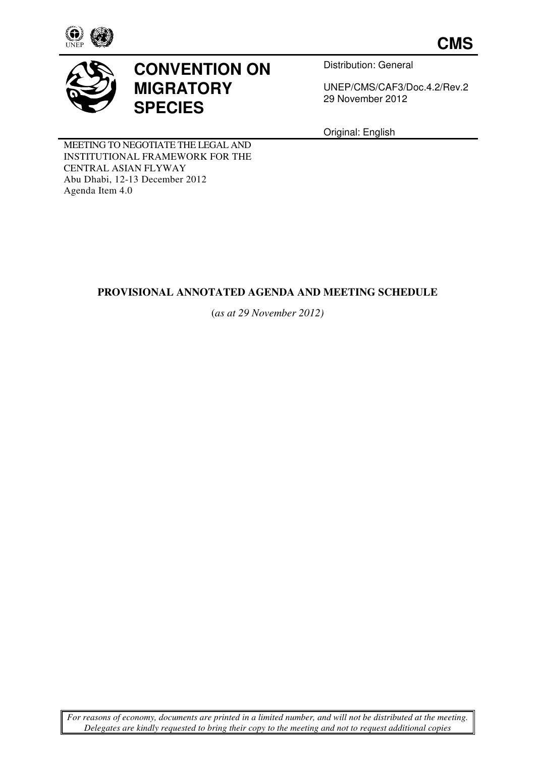**CMS**

# CONVENTION ON MIGRATORY SPECIES

Distribution: General

UNEP/CMS/CAF3/Doc.4.2/Rev.2
29 November 2012

Original: English

MEETING TO NEGOTIATE THE LEGAL AND INSTITUTIONAL FRAMEWORK FOR THE CENTRAL ASIAN FLYWAY
Abu Dhabi, 12-13 December 2012
Agenda Item 4.0

## PROVISIONAL ANNOTATED AGENDA AND MEETING SCHEDULE

(*as at 29 November 2012)*

*For reasons of economy, documents are printed in a limited number, and will not be distributed at the meeting. Delegates are kindly requested to bring their copy to the meeting and not to request additional copies*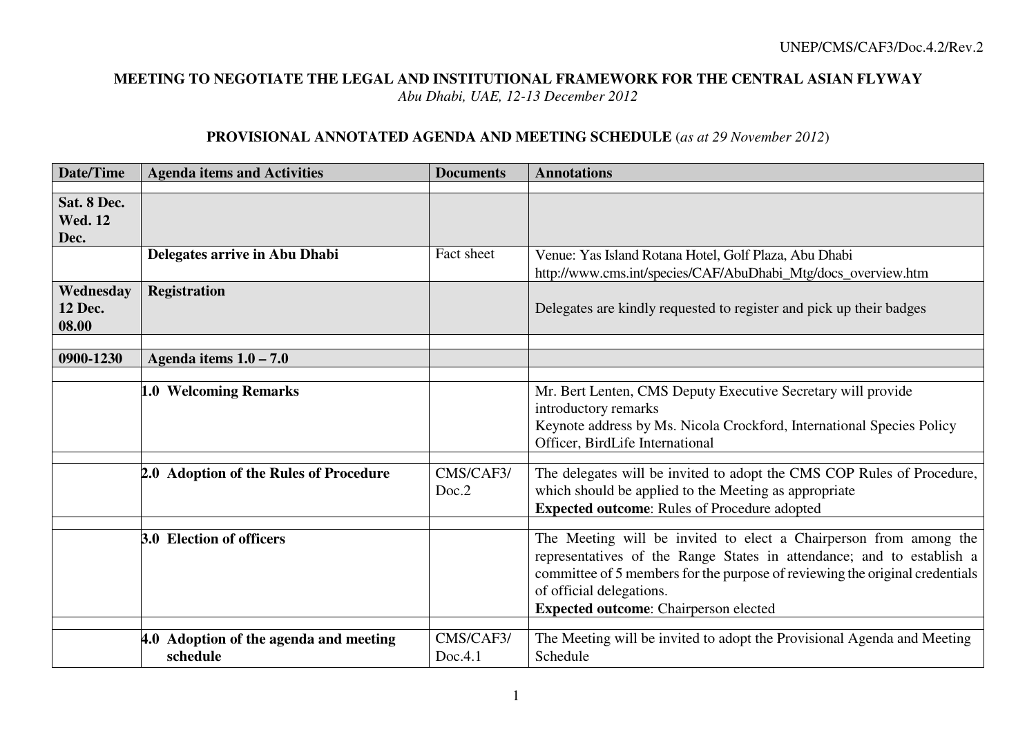UNEP/CMS/CAF3/Doc.4.2/Rev.2

**MEETING TO NEGOTIATE THE LEGAL AND INSTITUTIONAL FRAMEWORK FOR THE CENTRAL ASIAN FLYWAY**
*Abu Dhabi, UAE, 12-13 December 2012*

**PROVISIONAL ANNOTATED AGENDA AND MEETING SCHEDULE** (*as at 29 November 2012*)

| Date/Time | Agenda items and Activities | Documents | Annotations |
|---|---|---|---|
| | | | |
| **Sat. 8 Dec. Wed. 12 Dec.** | | | |
| | **Delegates arrive in Abu Dhabi** | Fact sheet | Venue: Yas Island Rotana Hotel, Golf Plaza, Abu Dhabi http://www.cms.int/species/CAF/AbuDhabi_Mtg/docs_overview.htm |
| **Wednesday 12 Dec. 08.00** | **Registration** | | Delegates are kindly requested to register and pick up their badges |
| | | | |
| **0900-1230** | **Agenda items 1.0 – 7.0** | | |
| | | | |
| | **1.0 Welcoming Remarks** | | Mr. Bert Lenten, CMS Deputy Executive Secretary will provide introductory remarks<br>Keynote address by Ms. Nicola Crockford, International Species Policy Officer, BirdLife International |
| | | | |
| | **2.0 Adoption of the Rules of Procedure** | CMS/CAF3/ Doc.2 | The delegates will be invited to adopt the CMS COP Rules of Procedure, which should be applied to the Meeting as appropriate<br>**Expected outcome**: Rules of Procedure adopted |
| | | | |
| | **3.0 Election of officers** | | The Meeting will be invited to elect a Chairperson from among the representatives of the Range States in attendance; and to establish a committee of 5 members for the purpose of reviewing the original credentials of official delegations.<br>**Expected outcome**: Chairperson elected |
| | | | |
| | **4.0 Adoption of the agenda and meeting schedule** | CMS/CAF3/ Doc.4.1 | The Meeting will be invited to adopt the Provisional Agenda and Meeting Schedule |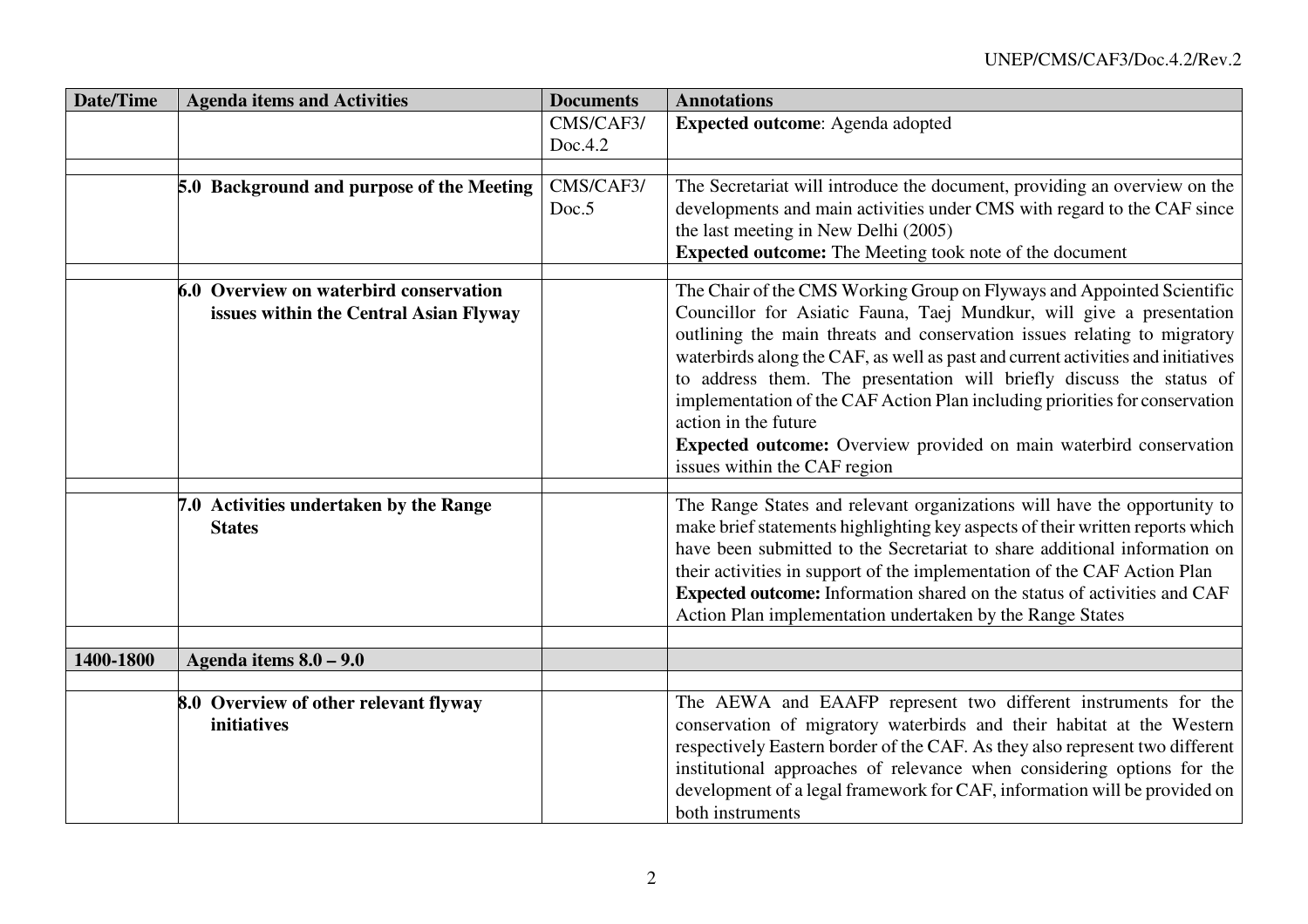| Date/Time | Agenda items and Activities | Documents | Annotations |
|---|---|---|---|
| | | CMS/CAF3/ Doc.4.2 | **Expected outcome**: Agenda adopted |
| | | | |
| | **5.0 Background and purpose of the Meeting** | CMS/CAF3/ Doc.5 | The Secretariat will introduce the document, providing an overview on the developments and main activities under CMS with regard to the CAF since the last meeting in New Delhi (2005)<br>**Expected outcome:** The Meeting took note of the document |
| | | | |
| | **6.0 Overview on waterbird conservation issues within the Central Asian Flyway** | | The Chair of the CMS Working Group on Flyways and Appointed Scientific Councillor for Asiatic Fauna, Taej Mundkur, will give a presentation outlining the main threats and conservation issues relating to migratory waterbirds along the CAF, as well as past and current activities and initiatives to address them. The presentation will briefly discuss the status of implementation of the CAF Action Plan including priorities for conservation action in the future<br>**Expected outcome:** Overview provided on main waterbird conservation issues within the CAF region |
| | | | |
| | **7.0 Activities undertaken by the Range States** | | The Range States and relevant organizations will have the opportunity to make brief statements highlighting key aspects of their written reports which have been submitted to the Secretariat to share additional information on their activities in support of the implementation of the CAF Action Plan<br>**Expected outcome:** Information shared on the status of activities and CAF Action Plan implementation undertaken by the Range States |
| | | | |
| **1400-1800** | **Agenda items 8.0 – 9.0** | | |
| | | | |
| | **8.0 Overview of other relevant flyway initiatives** | | The AEWA and EAAFP represent two different instruments for the conservation of migratory waterbirds and their habitat at the Western respectively Eastern border of the CAF. As they also represent two different institutional approaches of relevance when considering options for the development of a legal framework for CAF, information will be provided on both instruments |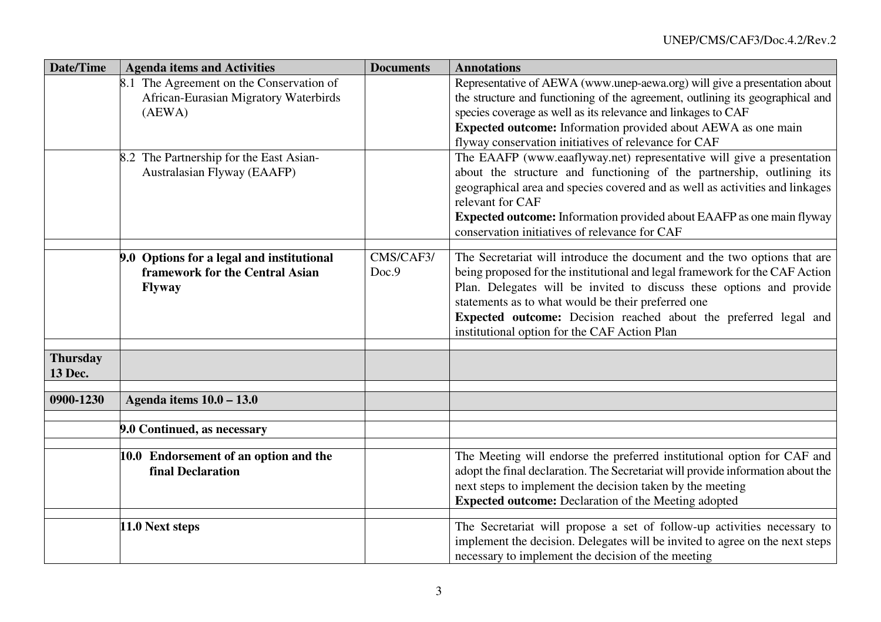| Date/Time | Agenda items and Activities | Documents | Annotations |
|---|---|---|---|
| | 8.1 The Agreement on the Conservation of African-Eurasian Migratory Waterbirds (AEWA) | | Representative of AEWA (www.unep-aewa.org) will give a presentation about the structure and functioning of the agreement, outlining its geographical and species coverage as well as its relevance and linkages to CAF<br>**Expected outcome:** Information provided about AEWA as one main flyway conservation initiatives of relevance for CAF |
| | 8.2 The Partnership for the East Asian-Australasian Flyway (EAAFP) | | The EAAFP (www.eaaflyway.net) representative will give a presentation about the structure and functioning of the partnership, outlining its geographical area and species covered and as well as activities and linkages relevant for CAF<br>**Expected outcome:** Information provided about EAAFP as one main flyway conservation initiatives of relevance for CAF |
| | | | |
| | **9.0 Options for a legal and institutional framework for the Central Asian Flyway** | CMS/CAF3/ Doc.9 | The Secretariat will introduce the document and the two options that are being proposed for the institutional and legal framework for the CAF Action Plan. Delegates will be invited to discuss these options and provide statements as to what would be their preferred one<br>**Expected outcome:** Decision reached about the preferred legal and institutional option for the CAF Action Plan |
| | | | |
| **Thursday 13 Dec.** | | | |
| | | | |
| **0900-1230** | **Agenda items 10.0 – 13.0** | | |
| | | | |
| | **9.0 Continued, as necessary** | | |
| | | | |
| | **10.0 Endorsement of an option and the final Declaration** | | The Meeting will endorse the preferred institutional option for CAF and adopt the final declaration. The Secretariat will provide information about the next steps to implement the decision taken by the meeting<br>**Expected outcome:** Declaration of the Meeting adopted |
| | | | |
| | **11.0 Next steps** | | The Secretariat will propose a set of follow-up activities necessary to implement the decision. Delegates will be invited to agree on the next steps necessary to implement the decision of the meeting |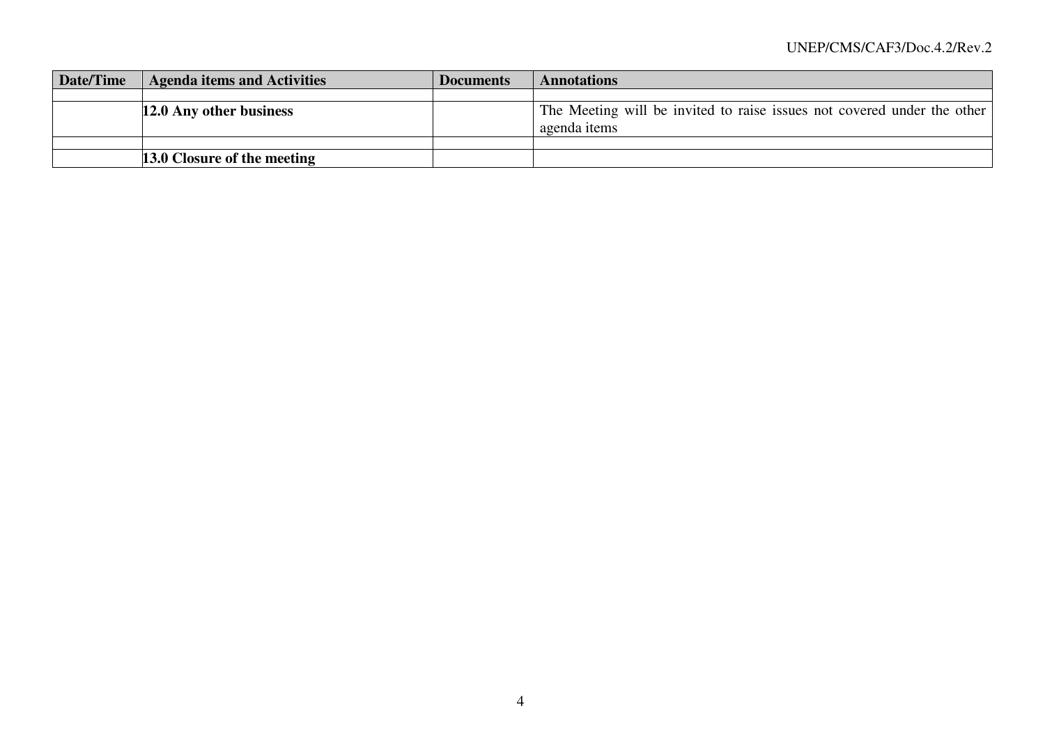| Date/Time | Agenda items and Activities | Documents | Annotations |
|---|---|---|---|
| | | | |
| | **12.0 Any other business** | | The Meeting will be invited to raise issues not covered under the other agenda items |
| | | | |
| | **13.0 Closure of the meeting** | | |